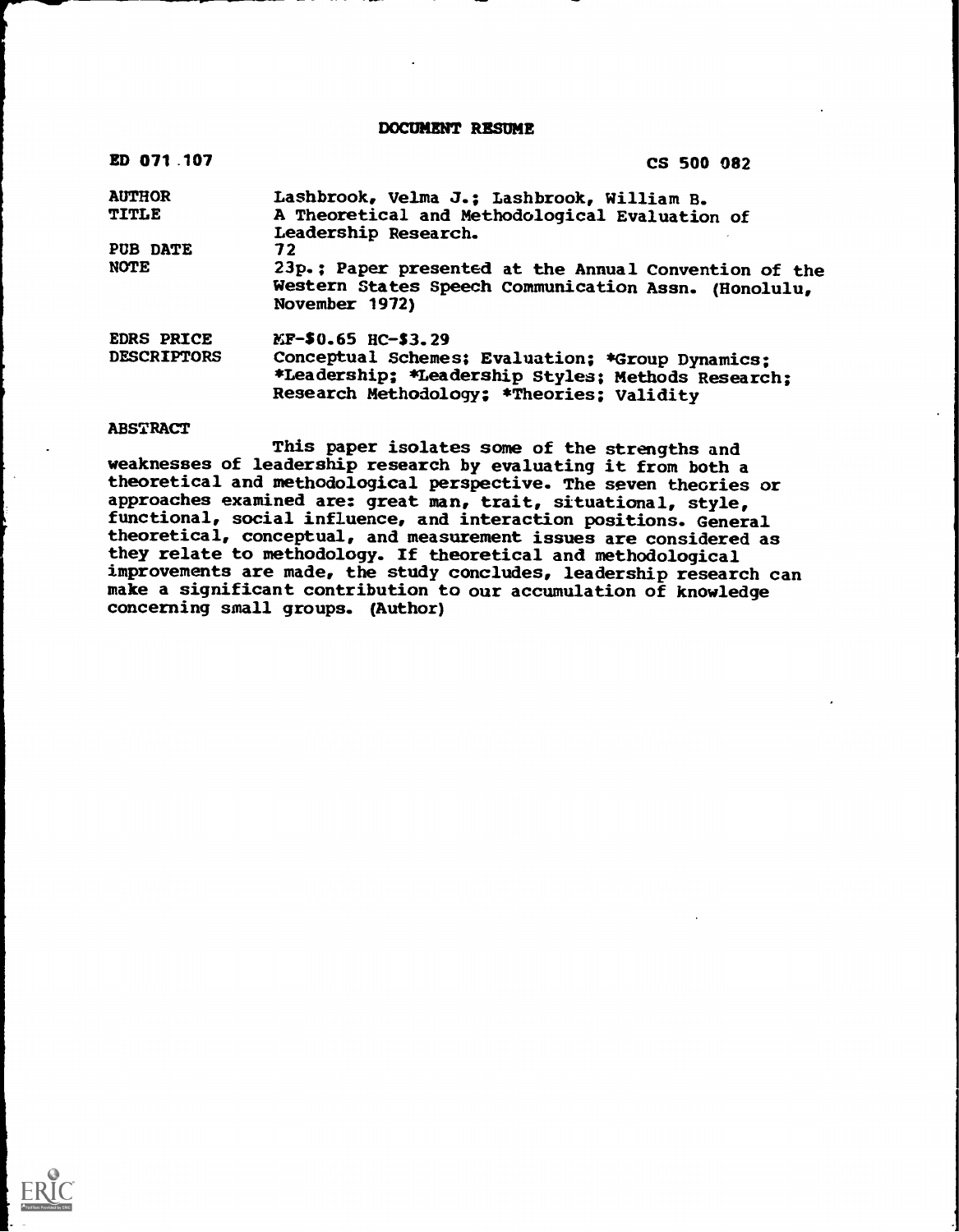# DOCUMENT RESUME

| | |
|---|---|
| ED 071 107 | CS 500 082 |
| AUTHOR | Lashbrook, Velma J.; Lashbrook, William B. |
| TITLE | A Theoretical and Methodological Evaluation of Leadership Research. |
| PUB DATE | 72 |
| NOTE | 23p.; Paper presented at the Annual Convention of the Western States Speech Communication Assn. (Honolulu, November 1972) |
| EDRS PRICE | MF-$0.65 HC-$3.29 |
| DESCRIPTORS | Conceptual Schemes; Evaluation; *Group Dynamics; *Leadership; *Leadership Styles; Methods Research; Research Methodology; *Theories; Validity |

## ABSTRACT

This paper isolates some of the strengths and weaknesses of leadership research by evaluating it from both a theoretical and methodological perspective. The seven theories or approaches examined are: great man, trait, situational, style, functional, social influence, and interaction positions. General theoretical, conceptual, and measurement issues are considered as they relate to methodology. If theoretical and methodological improvements are made, the study concludes, leadership research can make a significant contribution to our accumulation of knowledge concerning small groups. (Author)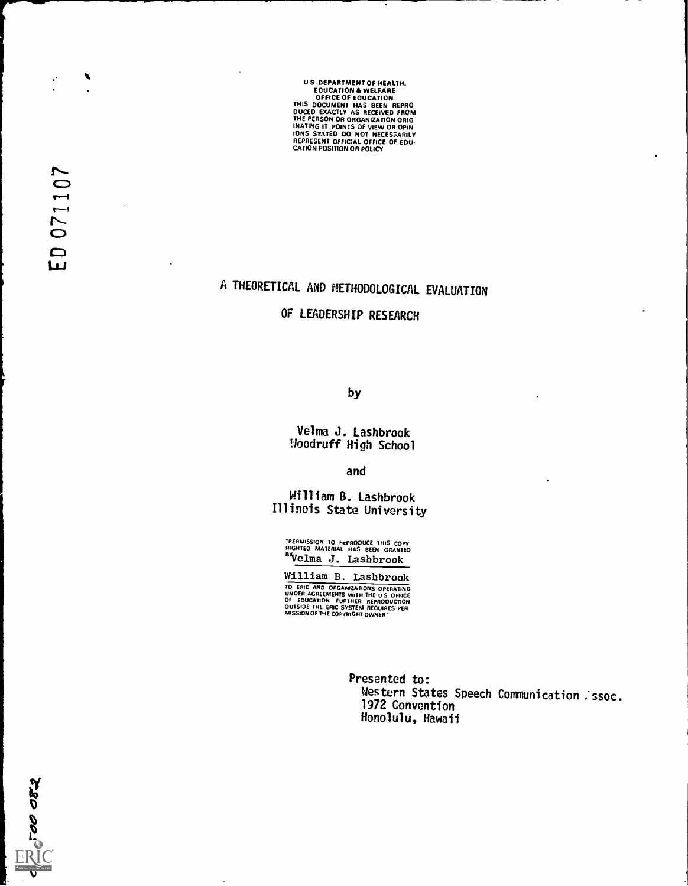U S DEPARTMENT OF HEALTH.
EDUCATION & WELFARE
OFFICE OF EDUCATION
THIS DOCUMENT HAS BEEN REPRODUCED EXACTLY AS RECEIVED FROM THE PERSON OR ORGANIZATION ORIGINATING IT POINTS OF VIEW OR OPINIONS STATED DO NOT NECESSARILY REPRESENT OFFICIAL OFFICE OF EDUCATION POSITION OR POLICY

ED 071107

# A THEORETICAL AND METHODOLOGICAL EVALUATION OF LEADERSHIP RESEARCH

by

Velma J. Lashbrook
Woodruff High School

and

William B. Lashbrook
Illinois State University

"PERMISSION TO REPRODUCE THIS COPYRIGHTED MATERIAL HAS BEEN GRANTED BY Velma J. Lashbrook

William B. Lashbrook

TO ERIC AND ORGANIZATIONS OPERATING UNDER AGREEMENTS WITH THE US OFFICE OF EDUCATION FURTHER REPRODUCTION OUTSIDE THE ERIC SYSTEM REQUIRES PERMISSION OF THE COPYRIGHT OWNER"

Presented to:
Western States Speech Communication Assoc.
1972 Convention
Honolulu, Hawaii

500 082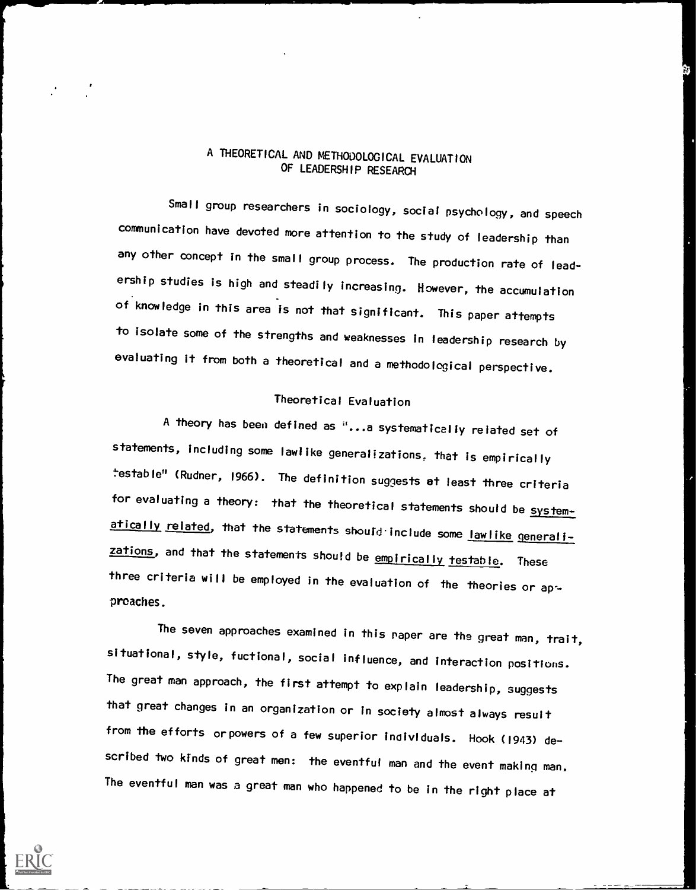# A THEORETICAL AND METHODOLOGICAL EVALUATION OF LEADERSHIP RESEARCH

Small group researchers in sociology, social psychology, and speech communication have devoted more attention to the study of leadership than any other concept in the small group process. The production rate of leadership studies is high and steadily increasing. However, the accumulation of knowledge in this area is not that significant. This paper attempts to isolate some of the strengths and weaknesses in leadership research by evaluating it from both a theoretical and a methodological perspective.

## Theoretical Evaluation

A theory has been defined as "...a systematically related set of statements, including some lawlike generalizations, that is empirically testable" (Rudner, 1966). The definition suggests at least three criteria for evaluating a theory: that the theoretical statements should be systematically related, that the statements should include some lawlike generalizations, and that the statements should be empirically testable. These three criteria will be employed in the evaluation of the theories or approaches.

The seven approaches examined in this paper are the great man, trait, situational, style, fuctional, social influence, and interaction positions. The great man approach, the first attempt to explain leadership, suggests that great changes in an organization or in society almost always result from the efforts or powers of a few superior individuals. Hook (1943) described two kinds of great men: the eventful man and the event making man. The eventful man was a great man who happened to be in the right place at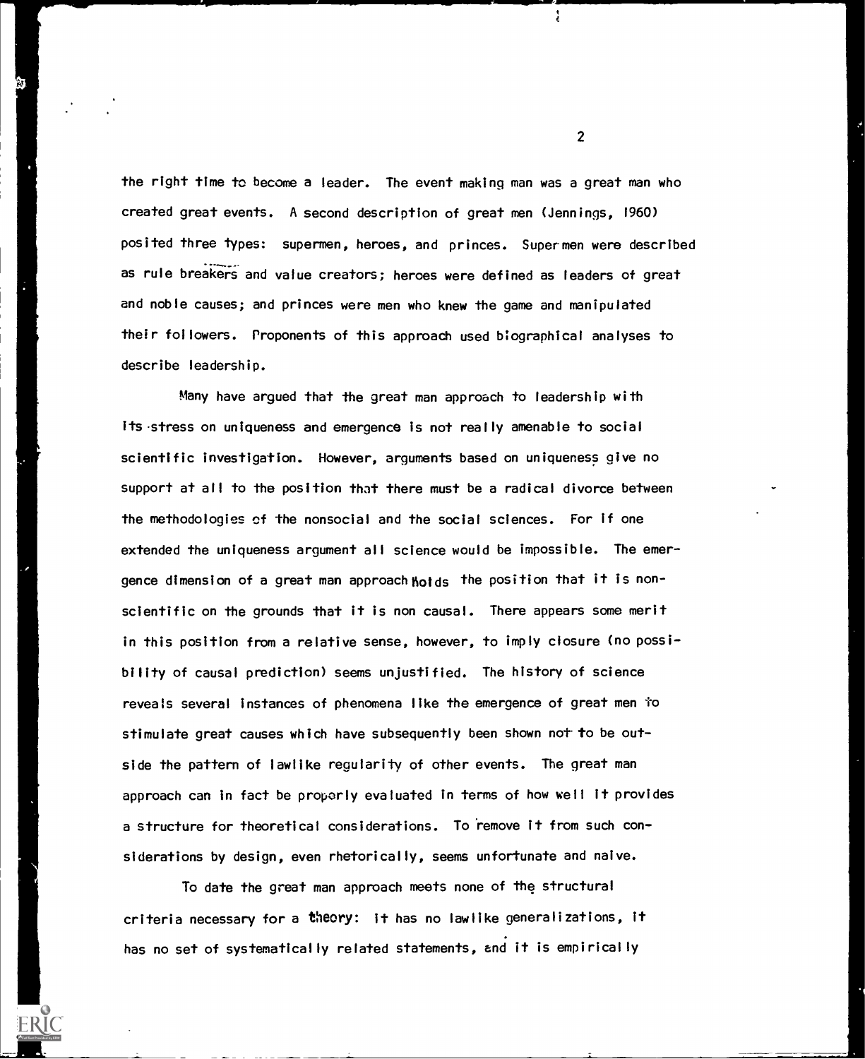the right time to become a leader. The event making man was a great man who created great events. A second description of great men (Jennings, 1960) posited three types: supermen, heroes, and princes. Supermen were described as rule breakers and value creators; heroes were defined as leaders of great and noble causes; and princes were men who knew the game and manipulated their followers. Proponents of this approach used biographical analyses to describe leadership.

Many have argued that the great man approach to leadership with its stress on uniqueness and emergence is not really amenable to social scientific investigation. However, arguments based on uniqueness give no support at all to the position that there must be a radical divorce between the methodologies of the nonsocial and the social sciences. For if one extended the uniqueness argument all science would be impossible. The emergence dimension of a great man approach holds the position that it is non-scientific on the grounds that it is non causal. There appears some merit in this position from a relative sense, however, to imply closure (no possibility of causal prediction) seems unjustified. The history of science reveals several instances of phenomena like the emergence of great men to stimulate great causes which have subsequently been shown not to be outside the pattern of lawlike regularity of other events. The great man approach can in fact be properly evaluated in terms of how well it provides a structure for theoretical considerations. To remove it from such considerations by design, even rhetorically, seems unfortunate and naive.

To date the great man approach meets none of the structural criteria necessary for a theory: it has no lawlike generalizations, it has no set of systematically related statements, and it is empirically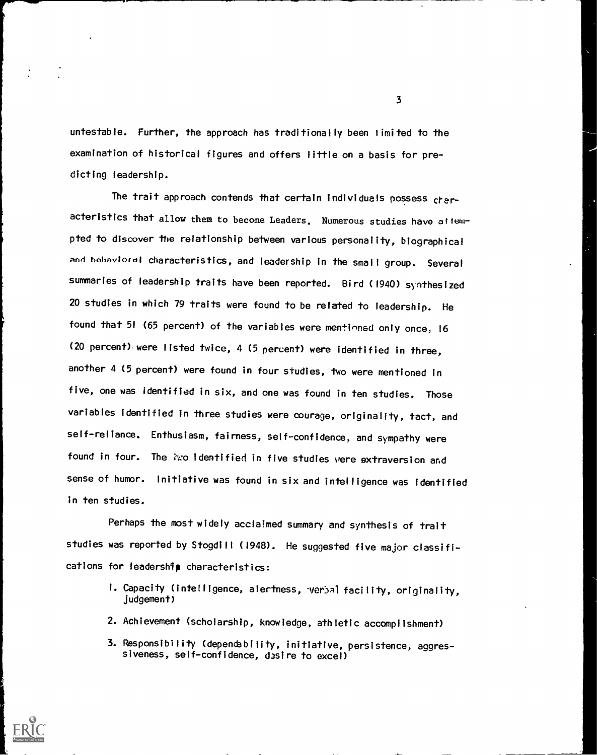untestable. Further, the approach has traditionally been limited to the examination of historical figures and offers little on a basis for predicting leadership.

The trait approach contends that certain individuals possess characteristics that allow them to become Leaders. Numerous studies have attempted to discover the relationship between various personality, biographical and behavioral characteristics, and leadership in the small group. Several summaries of leadership traits have been reported. Bird (1940) synthesized 20 studies in which 79 traits were found to be related to leadership. He found that 51 (65 percent) of the variables were mentioned only once, 16 (20 percent) were listed twice, 4 (5 percent) were identified in three, another 4 (5 percent) were found in four studies, two were mentioned in five, one was identified in six, and one was found in ten studies. Those variables identified in three studies were courage, originality, tact, and self-reliance. Enthusiasm, fairness, self-confidence, and sympathy were found in four. The two identified in five studies were extraversion and sense of humor. Initiative was found in six and intelligence was identified in ten studies.

Perhaps the most widely acclaimed summary and synthesis of trait studies was reported by Stogdill (1948). He suggested five major classifications for leadership characteristics:

1. Capacity (intelligence, alertness, verbal facility, originality, judgement)
2. Achievement (scholarship, knowledge, athletic accomplishment)
3. Responsibility (dependability, initiative, persistence, aggressiveness, self-confidence, desire to excel)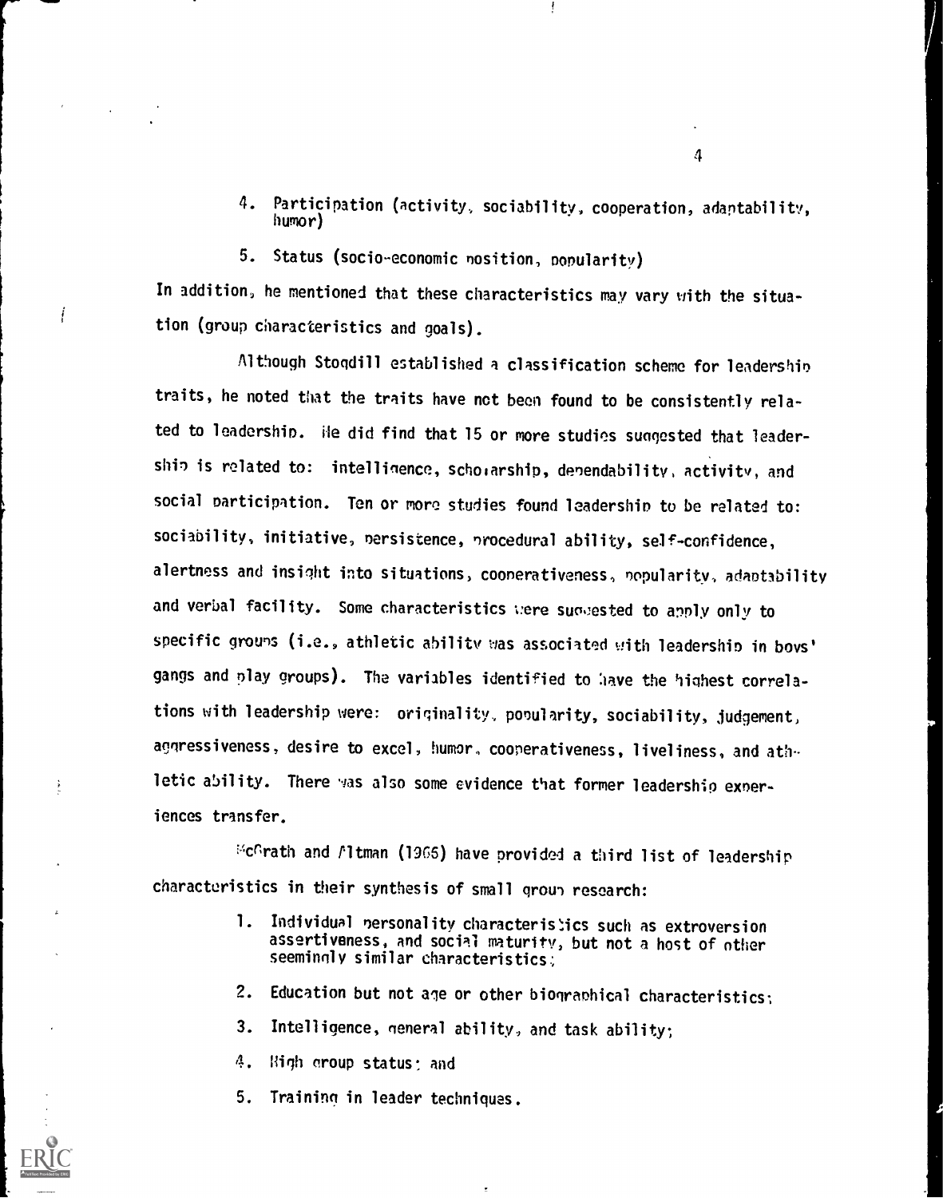4. Participation (activity, sociability, cooperation, adaptability, humor)

5. Status (socio-economic position, popularity)

In addition, he mentioned that these characteristics may vary with the situation (group characteristics and goals).

Although Stogdill established a classification scheme for leadership traits, he noted that the traits have not been found to be consistently related to leadership. He did find that 15 or more studies suggested that leadership is related to: intelligence, scholarship, dependability, activity, and social participation. Ten or more studies found leadership to be related to: sociability, initiative, persistence, procedural ability, self-confidence, alertness and insight into situations, cooperativeness, popularity, adaptability and verbal facility. Some characteristics were suggested to apply only to specific groups (i.e., athletic ability was associated with leadership in boys' gangs and play groups). The variables identified to have the highest correlations with leadership were: originality, popularity, sociability, judgement, aggressiveness, desire to excel, humor, cooperativeness, liveliness, and athletic ability. There was also some evidence that former leadership experiences transfer.

McGrath and Altman (1966) have provided a third list of leadership characteristics in their synthesis of small group research:

1. Individual personality characteristics such as extroversion assertiveness, and social maturity, but not a host of other seemingly similar characteristics;

2. Education but not age or other biographical characteristics;

3. Intelligence, general ability, and task ability;

4. High group status; and

5. Training in leader techniques.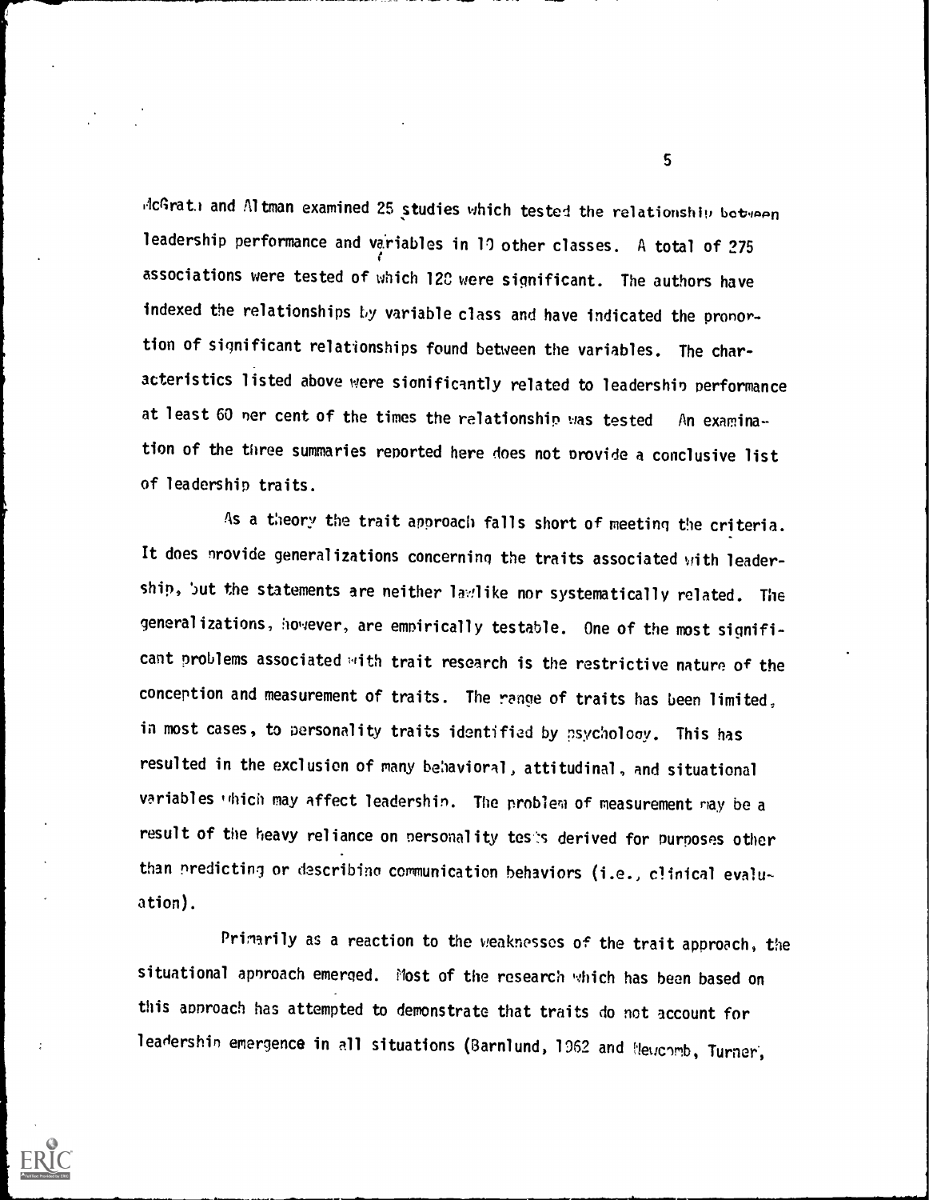McGrath and Altman examined 25 studies which tested the relationship between leadership performance and variables in 10 other classes. A total of 275 associations were tested of which 128 were significant. The authors have indexed the relationships by variable class and have indicated the proportion of significant relationships found between the variables. The characteristics listed above were significantly related to leadership performance at least 60 per cent of the times the relationship was tested. An examination of the three summaries reported here does not provide a conclusive list of leadership traits.

As a theory the trait approach falls short of meeting the criteria. It does provide generalizations concerning the traits associated with leadership, but the statements are neither lawlike nor systematically related. The generalizations, however, are empirically testable. One of the most significant problems associated with trait research is the restrictive nature of the conception and measurement of traits. The range of traits has been limited, in most cases, to personality traits identified by psychology. This has resulted in the exclusion of many behavioral, attitudinal, and situational variables which may affect leadership. The problem of measurement may be a result of the heavy reliance on personality tests derived for purposes other than predicting or describing communication behaviors (i.e., clinical evaluation).

Primarily as a reaction to the weaknesses of the trait approach, the situational approach emerged. Most of the research which has been based on this approach has attempted to demonstrate that traits do not account for leadership emergence in all situations (Barnlund, 1962 and Newcomb, Turner,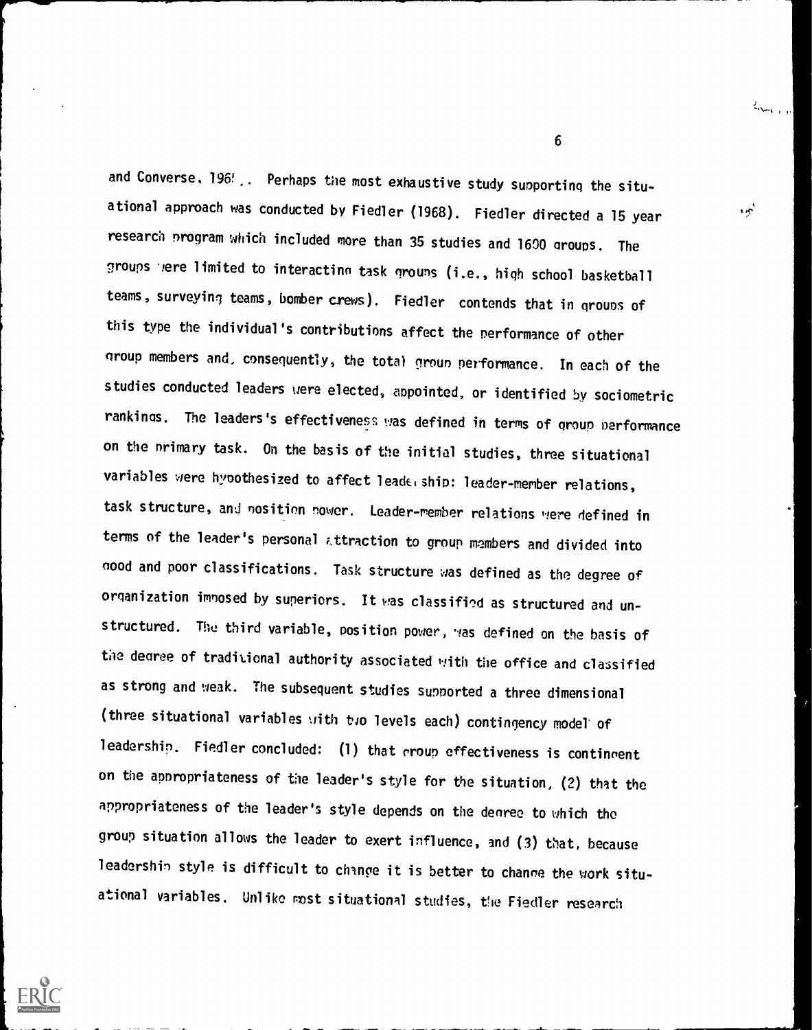and Converse, 196!.. Perhaps the most exhaustive study supporting the situational approach was conducted by Fiedler (1968). Fiedler directed a 15 year research program which included more than 35 studies and 1600 groups. The groups were limited to interacting task groups (i.e., high school basketball teams, surveying teams, bomber crews). Fiedler contends that in groups of this type the individual's contributions affect the performance of other group members and, consequently, the total group performance. In each of the studies conducted leaders were elected, appointed, or identified by sociometric rankings. The leaders's effectiveness was defined in terms of group performance on the primary task. On the basis of the initial studies, three situational variables were hypothesized to affect leadership: leader-member relations, task structure, and position power. Leader-member relations were defined in terms of the leader's personal attraction to group members and divided into good and poor classifications. Task structure was defined as the degree of organization imposed by superiors. It was classified as structured and unstructured. The third variable, position power, was defined on the basis of the degree of traditional authority associated with the office and classified as strong and weak. The subsequent studies supported a three dimensional (three situational variables with two levels each) contingency model of leadership. Fiedler concluded: (1) that group effectiveness is contingent on the appropriateness of the leader's style for the situation, (2) that the appropriateness of the leader's style depends on the degree to which the group situation allows the leader to exert influence, and (3) that, because leadership style is difficult to change it is better to change the work situational variables. Unlike most situational studies, the Fiedler research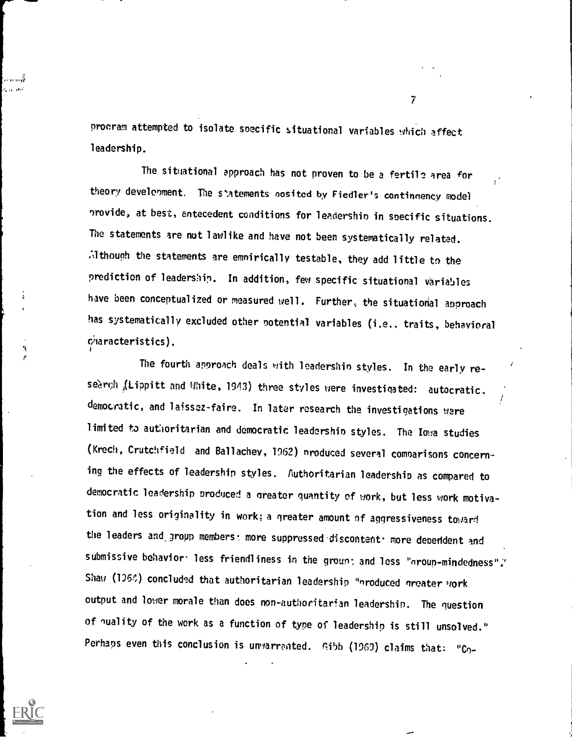program attempted to isolate specific situational variables which affect leadership.

The situational approach has not proven to be a fertile area for theory development. The statements posited by Fiedler's contingency model provide, at best, antecedent conditions for leadership in specific situations. The statements are not lawlike and have not been systematically related. Although the statements are empirically testable, they add little to the prediction of leadership. In addition, few specific situational variables have been conceptualized or measured well. Further, the situational approach has systematically excluded other potential variables (i.e., traits, behavioral characteristics).

The fourth approach deals with leadership styles. In the early research (Lippitt and White, 1943) three styles were investigated: autocratic, democratic, and laissez-faire. In later research the investigations were limited to authoritarian and democratic leadership styles. The Iowa studies (Krech, Crutchfield and Ballachey, 1962) produced several comparisons concerning the effects of leadership styles. Authoritarian leadership as compared to democratic leadership produced a greater quantity of work, but less work motivation and less originality in work; a greater amount of aggressiveness toward the leaders and group members; more suppressed discontent; more dependent and submissive behavior; less friendliness in the group; and less "group-mindedness". Shaw (1964) concluded that authoritarian leadership "produced greater work output and lower morale than does non-authoritarian leadership. The question of quality of the work as a function of type of leadership is still unsolved." Perhaps even this conclusion is unwarranted. Gibb (1969) claims that: "Co-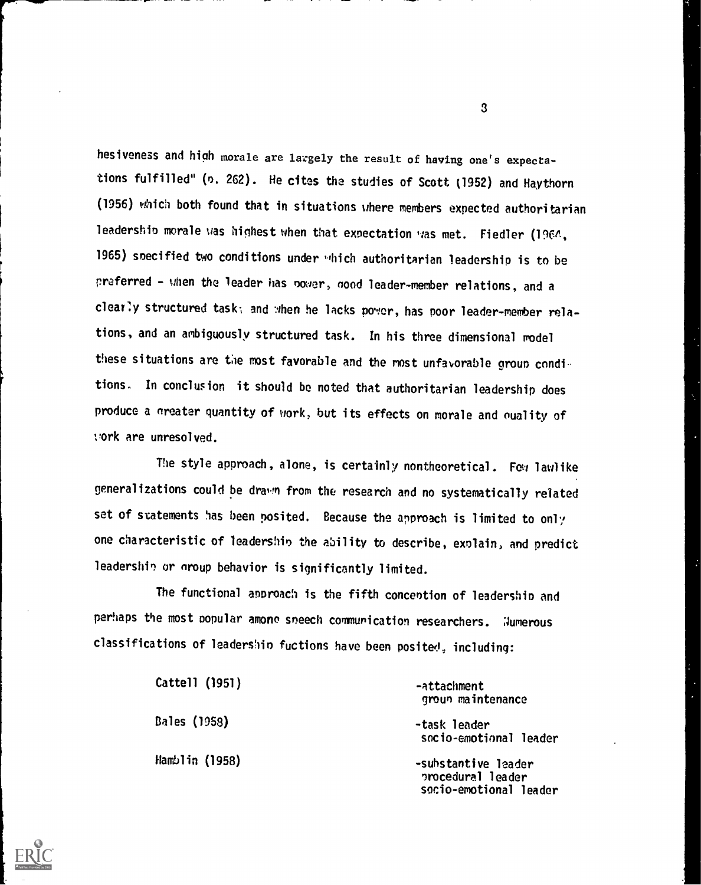hesiveness and high morale are largely the result of having one's expectations fulfilled" (p. 262). He cites the studies of Scott (1952) and Haythorn (1956) which both found that in situations where members expected authoritarian leadership morale was highest when that expectation was met. Fiedler (1964, 1965) specified two conditions under which authoritarian leadership is to be preferred - when the leader has power, good leader-member relations, and a clearly structured task; and when he lacks power, has poor leader-member relations, and an ambiguously structured task. In his three dimensional model these situations are the most favorable and the most unfavorable group conditions. In conclusion it should be noted that authoritarian leadership does produce a greater quantity of work, but its effects on morale and quality of work are unresolved.

The style approach, alone, is certainly nontheoretical. Few lawlike generalizations could be drawn from the research and no systematically related set of statements has been posited. Because the approach is limited to only one characteristic of leadership the ability to describe, explain, and predict leadership or group behavior is significantly limited.

The functional approach is the fifth conception of leadership and perhaps the most popular among speech communication researchers. Numerous classifications of leadership fuctions have been posited, including:

| | |
|---|---|
| Cattell (1951) | -attachment<br>group maintenance |
| Bales (1958) | -task leader<br>socio-emotional leader |
| Hamblin (1958) | -substantive leader<br>procedural leader<br>socio-emotional leader |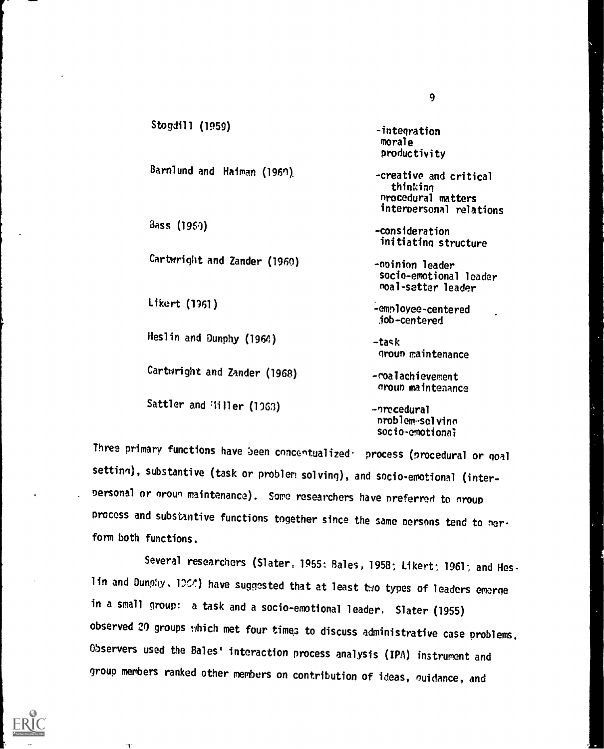| | |
|---|---|
| Stogdill (1959) | -integration<br>morale<br>productivity |
| Barnlund and Haiman (1960) | -creative and critical thinking<br>procedural matters<br>interpersonal relations |
| Bass (1960) | -consideration<br>initiating structure |
| Cartwright and Zander (1960) | -opinion leader<br>socio-emotional leader<br>goal-setter leader |
| Likert (1961) | -employee-centered<br>job-centered |
| Heslin and Dunphy (1964) | -task<br>group maintenance |
| Cartwright and Zander (1968) | -goal achievement<br>group maintenance |
| Sattler and Miller (1968) | -procedural<br>problem-solving<br>socio-emotional |

Three primary functions have been conceptualized: process (procedural or goal setting), substantive (task or problem solving), and socio-emotional (interpersonal or group maintenance). Some researchers have preferred to group process and substantive functions together since the same persons tend to perform both functions.

Several researchers (Slater, 1955; Bales, 1958; Likert, 1961; and Heslin and Dunphy, 1964) have suggested that at least two types of leaders emerge in a small group: a task and a socio-emotional leader. Slater (1955) observed 20 groups which met four times to discuss administrative case problems. Observers used the Bales' interaction process analysis (IPA) instrument and group members ranked other members on contribution of ideas, guidance, and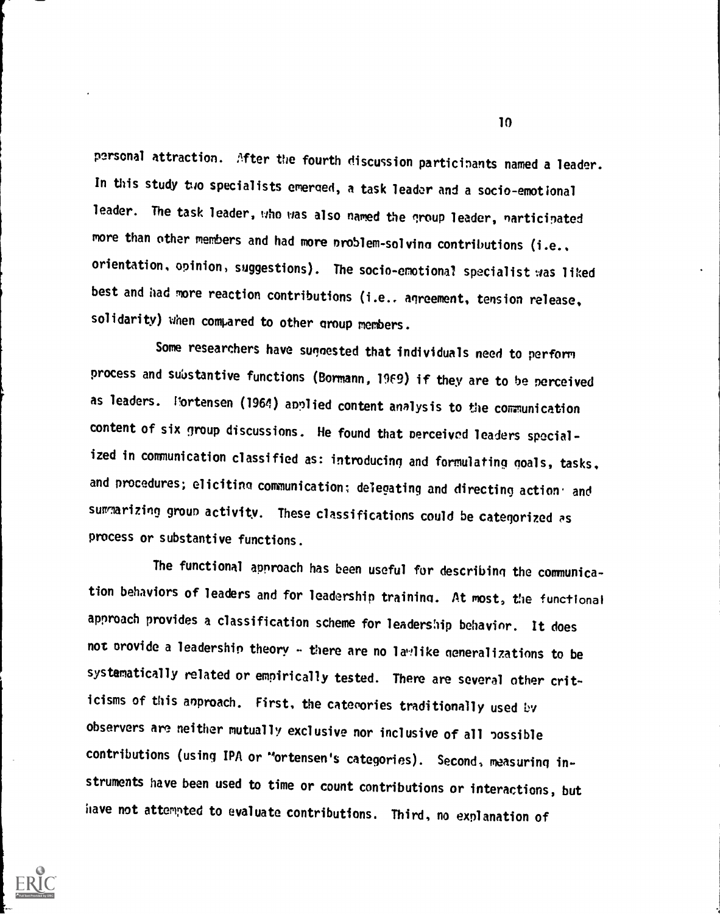personal attraction. After the fourth discussion participants named a leader. In this study two specialists emerged, a task leader and a socio-emotional leader. The task leader, who was also named the group leader, participated more than other members and had more problem-solving contributions (i.e., orientation, opinion, suggestions). The socio-emotional specialist was liked best and had more reaction contributions (i.e., agreement, tension release, solidarity) when compared to other group members.

Some researchers have suggested that individuals need to perform process and substantive functions (Bormann, 1969) if they are to be perceived as leaders. Mortensen (1964) applied content analysis to the communication content of six group discussions. He found that perceived leaders specialized in communication classified as: introducing and formulating goals, tasks, and procedures; eliciting communication; delegating and directing action and summarizing group activity. These classifications could be categorized as process or substantive functions.

The functional approach has been useful for describing the communication behaviors of leaders and for leadership training. At most, the functional approach provides a classification scheme for leadership behavior. It does not provide a leadership theory - there are no lawlike generalizations to be systematically related or empirically tested. There are several other criticisms of this approach. First, the categories traditionally used by observers are neither mutually exclusive nor inclusive of all possible contributions (using IPA or Mortensen's categories). Second, measuring instruments have been used to time or count contributions or interactions, but have not attempted to evaluate contributions. Third, no explanation of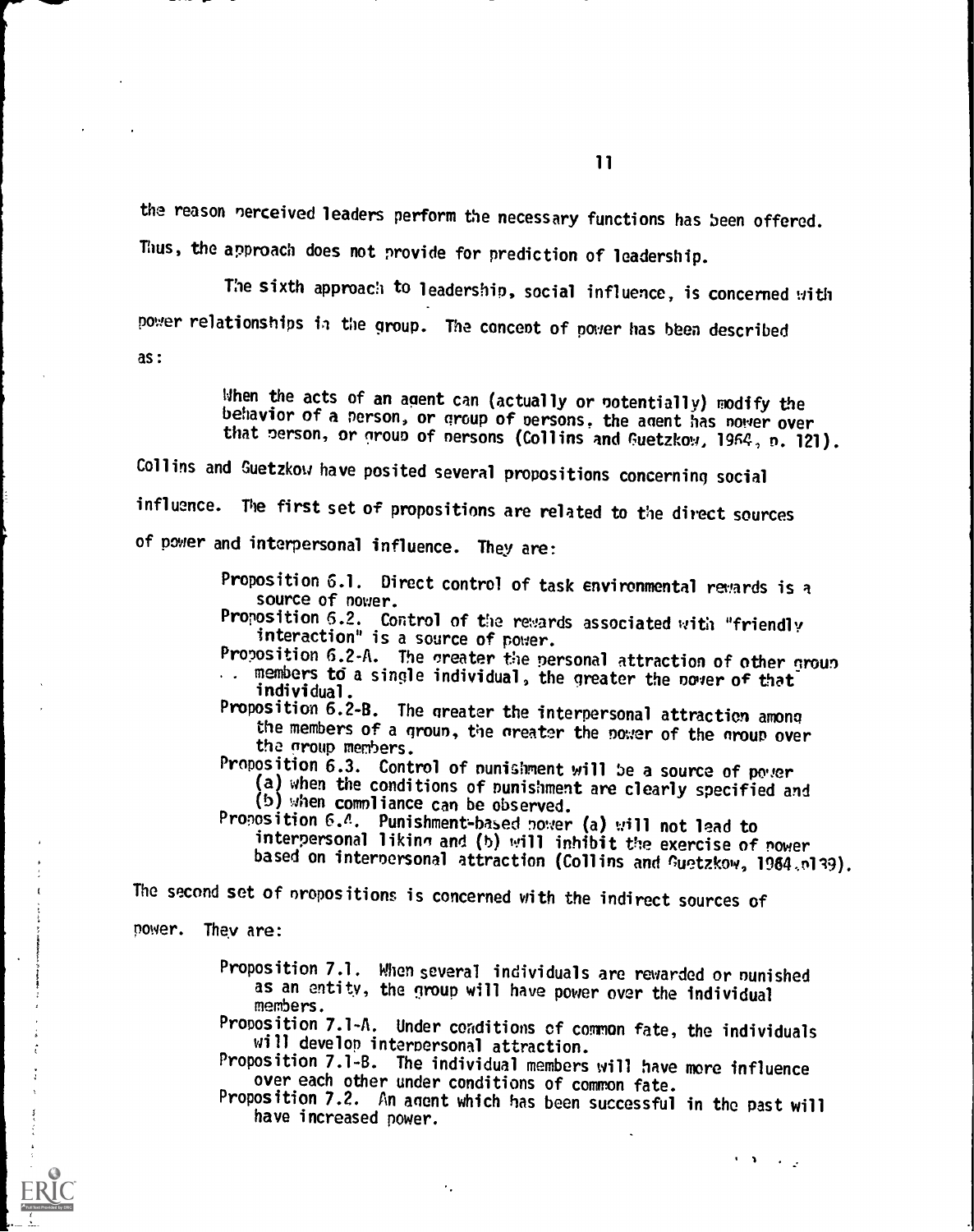the reason perceived leaders perform the necessary functions has been offered. Thus, the approach does not provide for prediction of leadership.

The sixth approach to leadership, social influence, is concerned with power relationships in the group. The concept of power has been described as:

> When the acts of an agent can (actually or potentially) modify the behavior of a person, or group of persons, the agent has power over that person, or group of persons (Collins and Guetzkow, 1964, p. 121).

Collins and Guetzkow have posited several propositions concerning social influence. The first set of propositions are related to the direct sources of power and interpersonal influence. They are:

> Proposition 6.1. Direct control of task environmental rewards is a source of power.
> Proposition 6.2. Control of the rewards associated with "friendly interaction" is a source of power.
> Proposition 6.2-A. The greater the personal attraction of other group members to a single individual, the greater the power of that individual.
> Proposition 6.2-B. The greater the interpersonal attraction among the members of a group, the greater the power of the group over the group members.
> Proposition 6.3. Control of punishment will be a source of power (a) when the conditions of punishment are clearly specified and (b) when compliance can be observed.
> Proposition 6.4. Punishment-based power (a) will not lead to interpersonal liking and (b) will inhibit the exercise of power based on interpersonal attraction (Collins and Guetzkow, 1964, p139).

The second set of propositions is concerned with the indirect sources of power. They are:

> Proposition 7.1. When several individuals are rewarded or punished as an entity, the group will have power over the individual members.
> Proposition 7.1-A. Under conditions of common fate, the individuals will develop interpersonal attraction.
> Proposition 7.1-B. The individual members will have more influence over each other under conditions of common fate.
> Proposition 7.2. An agent which has been successful in the past will have increased power.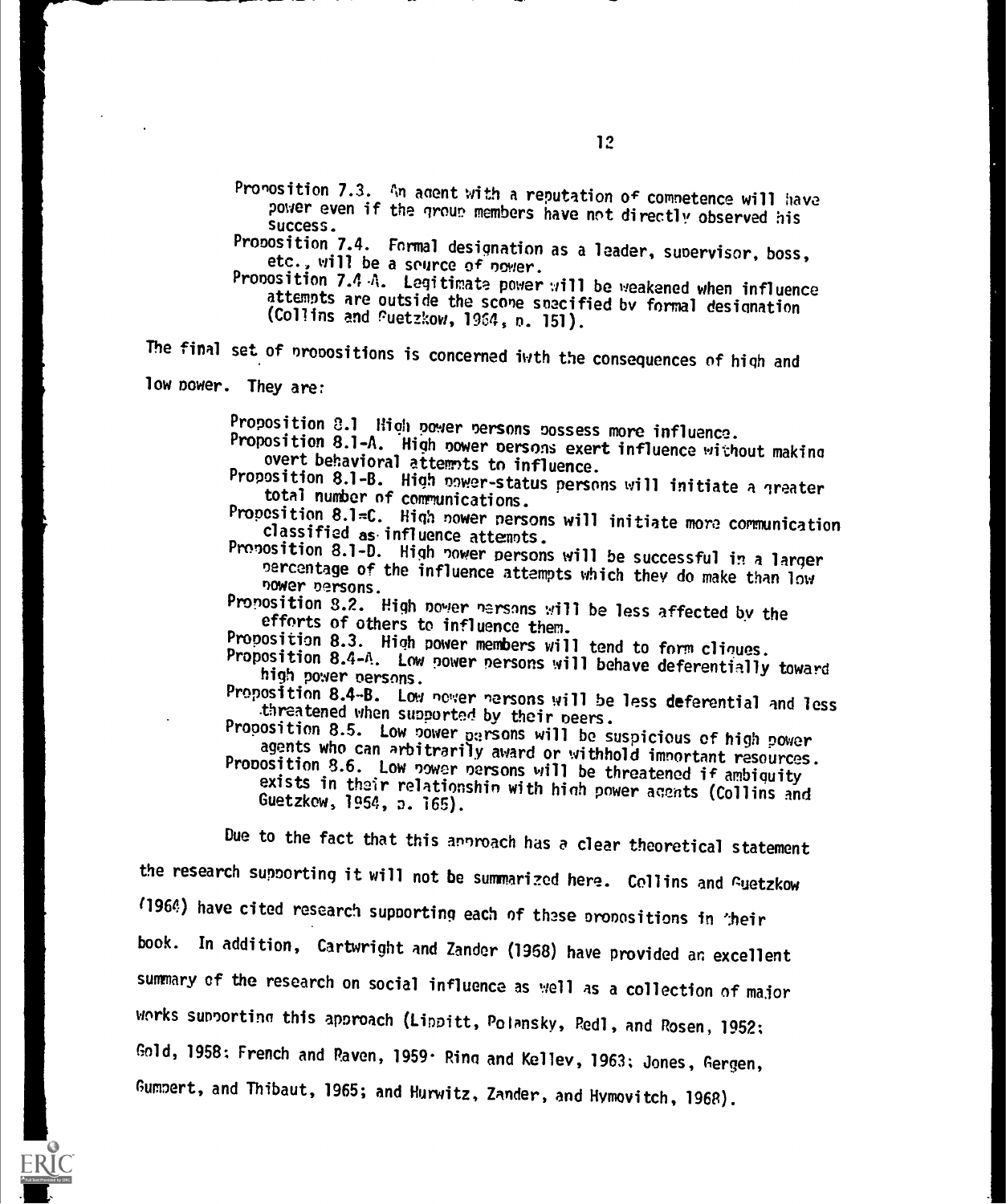Proposition 7.3. An agent with a reputation of competence will have power even if the group members have not directly observed his success.

Proposition 7.4. Formal designation as a leader, supervisor, boss, etc., will be a source of power.

Proposition 7.4-A. Legitimate power will be weakened when influence attempts are outside the scope specified by formal designation (Collins and Guetzkow, 1964, p. 151).

The final set of propositions is concerned iwth the consequences of high and low power. They are:

Proposition 8.1 High power persons possess more influence.

Proposition 8.1-A. High power persons exert influence without making overt behavioral attempts to influence.

Proposition 8.1-B. High power-status persons will initiate a greater total number of communications.

Proposition 8.1-C. High power persons will initiate more communication classified as influence attempts.

Proposition 8.1-D. High power persons will be successful in a larger percentage of the influence attempts which they do make than low power persons.

Proposition 8.2. High power persons will be less affected by the efforts of others to influence them.

Proposition 8.3. High power members will tend to form cliques.

Proposition 8.4-A. Low power persons will behave deferentially toward high power persons.

Proposition 8.4-B. Low power persons will be less deferential and less threatened when supported by their peers.

Proposition 8.5. Low power persons will be suspicious of high power agents who can arbitrarily award or withhold important resources.

Proposition 8.6. Low power persons will be threatened if ambiguity exists in their relationship with high power agents (Collins and Guetzkow, 1964, p. 165).

Due to the fact that this approach has a clear theoretical statement the research supporting it will not be summarized here. Collins and Guetzkow (1964) have cited research supporting each of these propositions in their book. In addition, Cartwright and Zander (1968) have provided an excellent summary of the research on social influence as well as a collection of major works supporting this approach (Lippitt, Polansky, Redl, and Rosen, 1952; Gold, 1958; French and Raven, 1959; Ring and Kelley, 1963; Jones, Gergen, Gumpert, and Thibaut, 1965; and Hurwitz, Zander, and Hymovitch, 1968).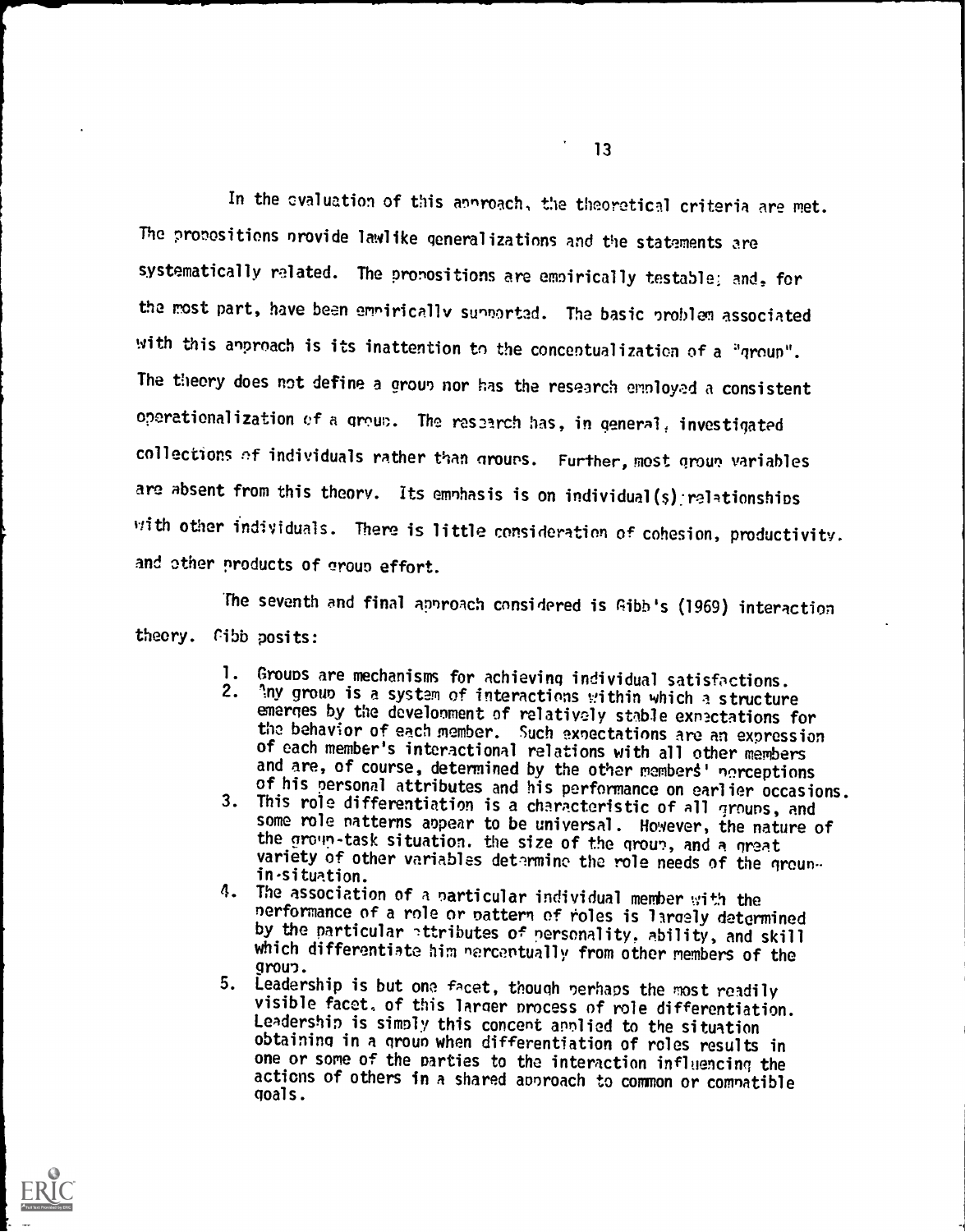In the evaluation of this approach, the theoretical criteria are met. The propositions provide lawlike generalizations and the statements are systematically related. The propositions are empirically testable; and, for the most part, have been empirically supported. The basic problem associated with this approach is its inattention to the conceptualization of a "group". The theory does not define a group nor has the research employed a consistent operationalization of a group. The research has, in general, investigated collections of individuals rather than groups. Further, most group variables are absent from this theory. Its emphasis is on individual(s) relationships with other individuals. There is little consideration of cohesion, productivity, and other products of group effort.

The seventh and final approach considered is Gibb's (1969) interaction theory. Gibb posits:

1. Groups are mechanisms for achieving individual satisfactions.
2. Any group is a system of interactions within which a structure emerges by the development of relatively stable expectations for the behavior of each member. Such expectations are an expression of each member's interactional relations with all other members and are, of course, determined by the other members' perceptions of his personal attributes and his performance on earlier occasions.
3. This role differentiation is a characteristic of all groups, and some role patterns appear to be universal. However, the nature of the group-task situation, the size of the group, and a great variety of other variables determine the role needs of the group-in-situation.
4. The association of a particular individual member with the performance of a role or pattern of roles is largely determined by the particular attributes of personality, ability, and skill which differentiate him perceptually from other members of the group.
5. Leadership is but one facet, though perhaps the most readily visible facet, of this larger process of role differentiation. Leadership is simply this concept applied to the situation obtaining in a group when differentiation of roles results in one or some of the parties to the interaction influencing the actions of others in a shared approach to common or compatible goals.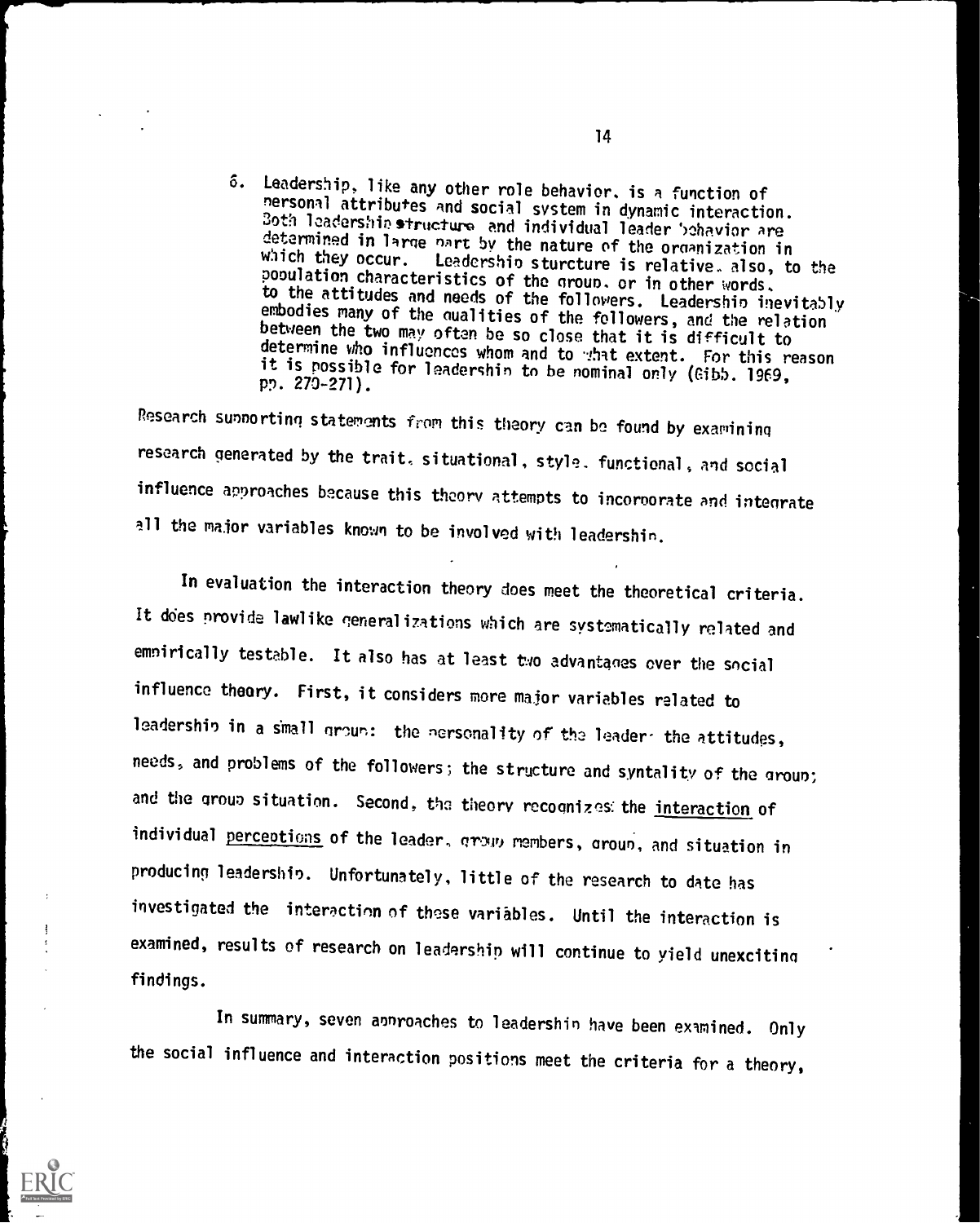6. Leadership, like any other role behavior, is a function of personal attributes and social system in dynamic interaction. Both leadership structure and individual leader behavior are determined in large part by the nature of the organization in which they occur. Leadership sturcture is relative, also, to the population characteristics of the group, or in other words, to the attitudes and needs of the followers. Leadership inevitably embodies many of the qualities of the followers, and the relation between the two may often be so close that it is difficult to determine who influences whom and to what extent. For this reason it is possible for leadership to be nominal only (Gibb, 1969, pp. 270-271).

Research supporting statements from this theory can be found by examining research generated by the trait, situational, style, functional, and social influence approaches because this theory attempts to incorporate and integrate all the major variables known to be involved with leadership.

In evaluation the interaction theory does meet the theoretical criteria. It does provide lawlike generalizations which are systematically related and empirically testable. It also has at least two advantages over the social influence theory. First, it considers more major variables related to leadership in a small group: the personality of the leader; the attitudes, needs, and problems of the followers; the structure and syntality of the group; and the group situation. Second, the theory recognizes the _interaction_ of individual _perceptions_ of the leader, group members, group, and situation in producing leadership. Unfortunately, little of the research to date has investigated the interaction of these variables. Until the interaction is examined, results of research on leadership will continue to yield unexciting findings.

In summary, seven approaches to leadership have been examined. Only the social influence and interaction positions meet the criteria for a theory,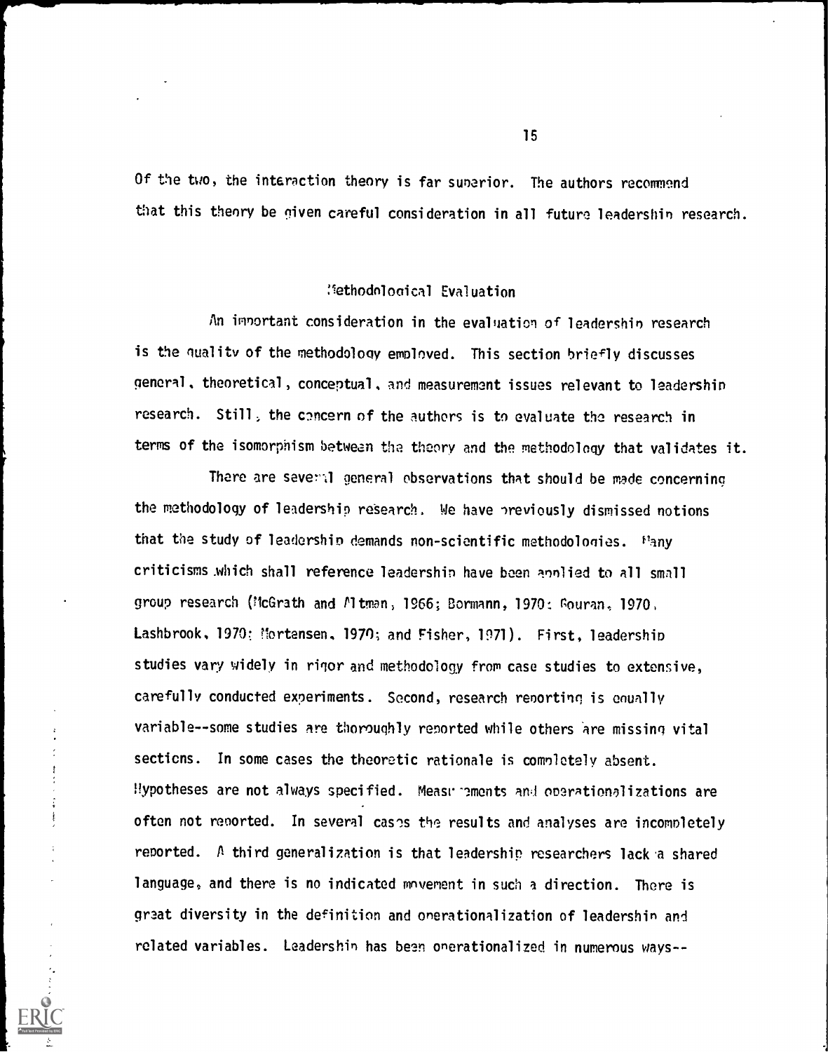Of the two, the interaction theory is far superior. The authors recommend that this theory be given careful consideration in all future leadership research.

## Methodological Evaluation

An important consideration in the evaluation of leadership research is the quality of the methodology employed. This section briefly discusses general, theoretical, conceptual, and measurement issues relevant to leadership research. Still, the concern of the authors is to evaluate the research in terms of the isomorphism between the theory and the methodology that validates it.

There are several general observations that should be made concerning the methodology of leadership research. We have previously dismissed notions that the study of leadership demands non-scientific methodologies. Many criticisms which shall reference leadership have been applied to all small group research (McGrath and Altman, 1966; Bormann, 1970; Gouran, 1970, Lashbrook, 1970; Mortensen, 1970; and Fisher, 1971). First, leadership studies vary widely in rigor and methodology from case studies to extensive, carefully conducted experiments. Second, research reporting is equally variable--some studies are thoroughly reported while others are missing vital sections. In some cases the theoretic rationale is completely absent. Hypotheses are not always specified. Measurements and operationalizations are often not reported. In several cases the results and analyses are incompletely reported. A third generalization is that leadership researchers lack a shared language, and there is no indicated movement in such a direction. There is great diversity in the definition and operationalization of leadership and related variables. Leadership has been operationalized in numerous ways--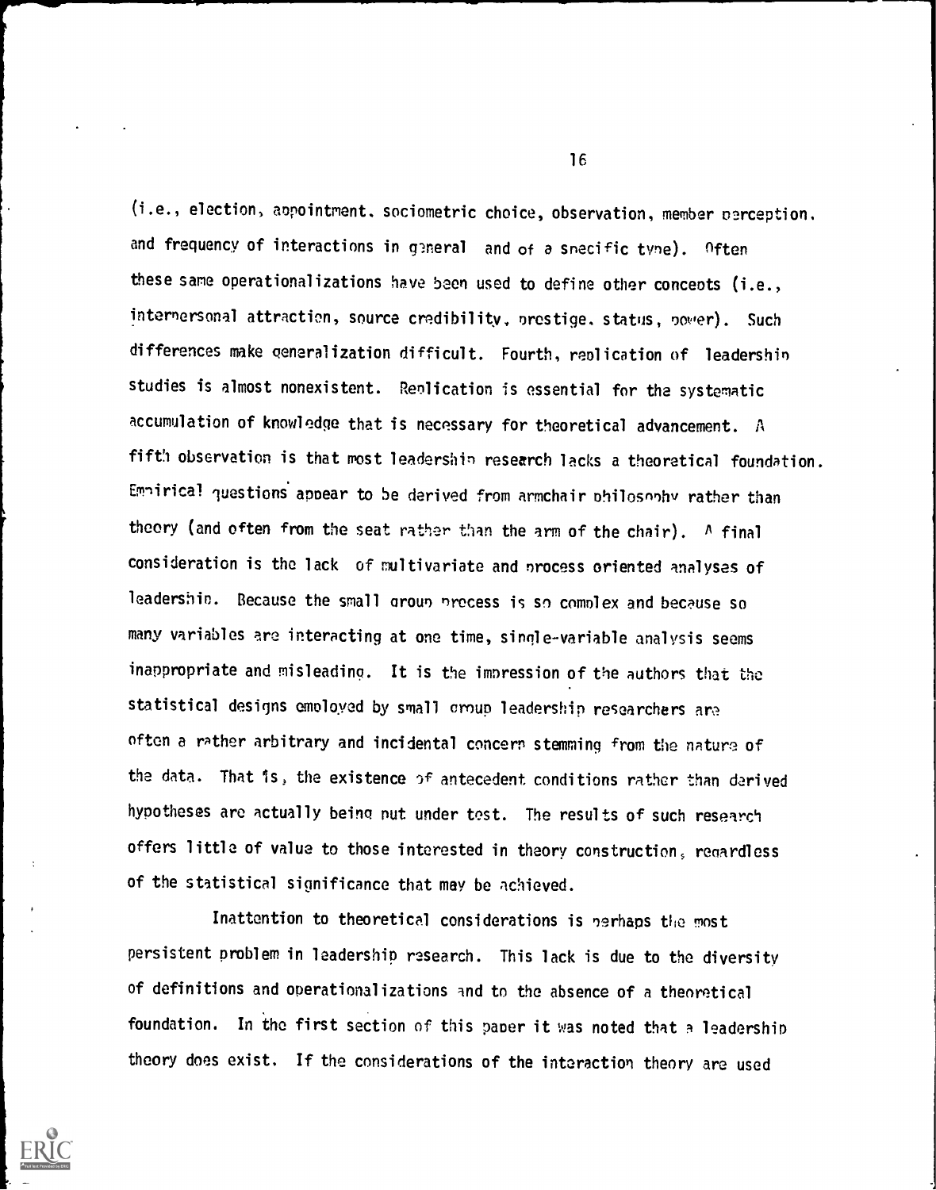(i.e., election, appointment, sociometric choice, observation, member perception, and frequency of interactions in general and of a specific type). Often these same operationalizations have been used to define other concepts (i.e., interpersonal attraction, source credibility, prestige, status, power). Such differences make generalization difficult. Fourth, replication of leadership studies is almost nonexistent. Replication is essential for the systematic accumulation of knowledge that is necessary for theoretical advancement. A fifth observation is that most leadership research lacks a theoretical foundation. Empirical questions appear to be derived from armchair philosophy rather than theory (and often from the seat rather than the arm of the chair). A final consideration is the lack of multivariate and process oriented analyses of leadership. Because the small group process is so complex and because so many variables are interacting at one time, single-variable analysis seems inappropriate and misleading. It is the impression of the authors that the statistical designs employed by small group leadership researchers are often a rather arbitrary and incidental concern stemming from the nature of the data. That is, the existence of antecedent conditions rather than derived hypotheses are actually being put under test. The results of such research offers little of value to those interested in theory construction, regardless of the statistical significance that may be achieved.

Inattention to theoretical considerations is perhaps the most persistent problem in leadership research. This lack is due to the diversity of definitions and operationalizations and to the absence of a theoretical foundation. In the first section of this paper it was noted that a leadership theory does exist. If the considerations of the interaction theory are used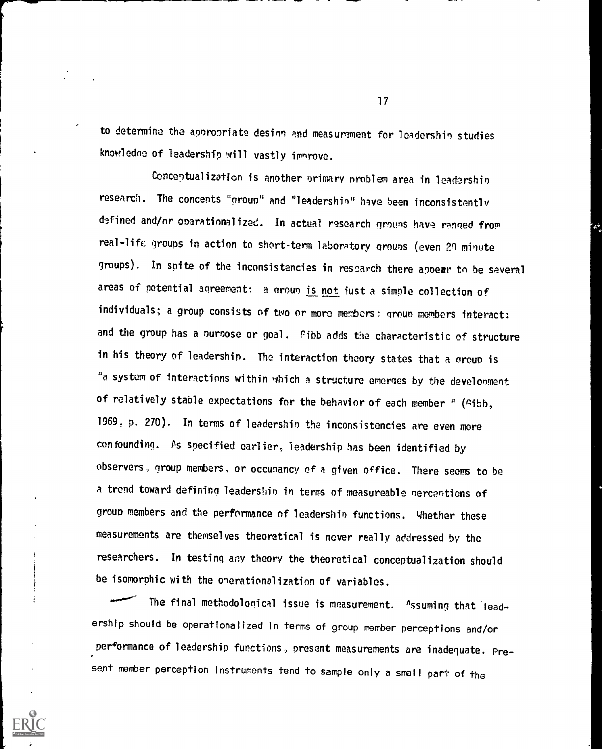to determine the appropriate design and measurement for leadership studies knowledge of leadership will vastly improve.

Conceptualization is another primary problem area in leadership research. The concepts "group" and "leadership" have been inconsistently defined and/or operationalized. In actual research groups have ranged from real-life groups in action to short-term laboratory groups (even 20 minute groups). In spite of the inconsistencies in research there appear to be several areas of potential agreement: a group is not just a simple collection of individuals; a group consists of two or more members; group members interact; and the group has a purpose or goal. Gibb adds the characteristic of structure in his theory of leadership. The interaction theory states that a group is "a system of interactions within which a structure emerges by the development of relatively stable expectations for the behavior of each member " (Gibb, 1969, p. 270). In terms of leadership the inconsistencies are even more confounding. As specified earlier, leadership has been identified by observers, group members, or occupancy of a given office. There seems to be a trend toward defining leadership in terms of measureable perceptions of group members and the performance of leadership functions. Whether these measurements are themselves theoretical is never really addressed by the researchers. In testing any theory the theoretical conceptualization should be isomorphic with the operationalization of variables.

The final methodological issue is measurement. Assuming that leadership should be operationalized in terms of group member perceptions and/or performance of leadership functions, present measurements are inadequate. Present member perception instruments tend to sample only a small part of the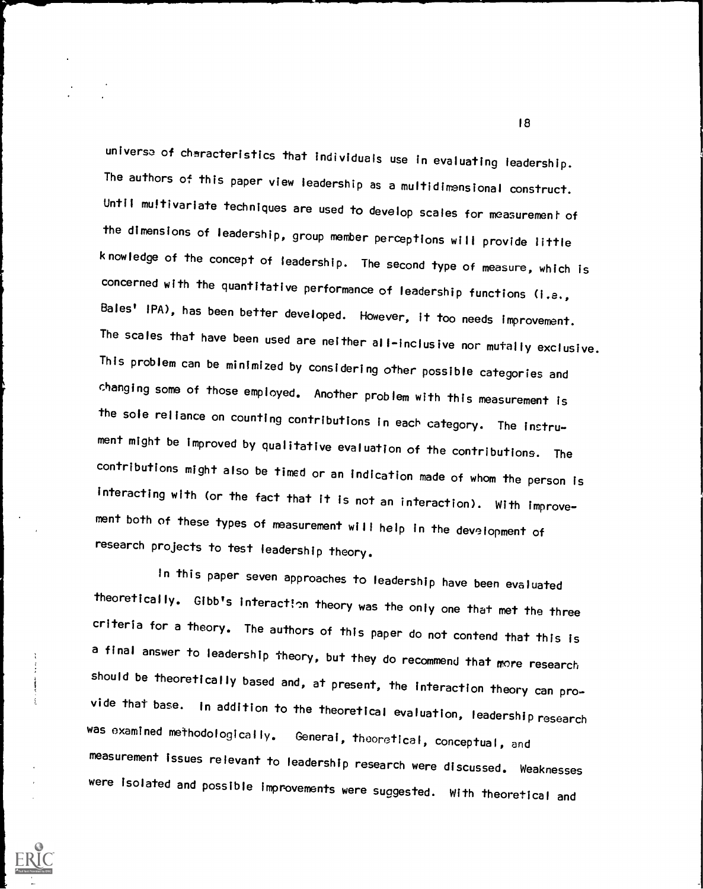universe of characteristics that individuals use in evaluating leadership. The authors of this paper view leadership as a multidimensional construct. Until multivariate techniques are used to develop scales for measurement of the dimensions of leadership, group member perceptions will provide little knowledge of the concept of leadership. The second type of measure, which is concerned with the quantitative performance of leadership functions (i.e., Bales' IPA), has been better developed. However, it too needs improvement. The scales that have been used are neither all-inclusive nor mutally exclusive. This problem can be minimized by considering other possible categories and changing some of those employed. Another problem with this measurement is the sole reliance on counting contributions in each category. The instrument might be improved by qualitative evaluation of the contributions. The contributions might also be timed or an indication made of whom the person is interacting with (or the fact that it is not an interaction). With improvement both of these types of measurement will help in the development of research projects to test leadership theory.

In this paper seven approaches to leadership have been evaluated theoretically. Gibb's interaction theory was the only one that met the three criteria for a theory. The authors of this paper do not contend that this is a final answer to leadership theory, but they do recommend that more research should be theoretically based and, at present, the interaction theory can provide that base. In addition to the theoretical evaluation, leadership research was examined methodologically. General, theoretical, conceptual, and measurement issues relevant to leadership research were discussed. Weaknesses were isolated and possible improvements were suggested. With theoretical and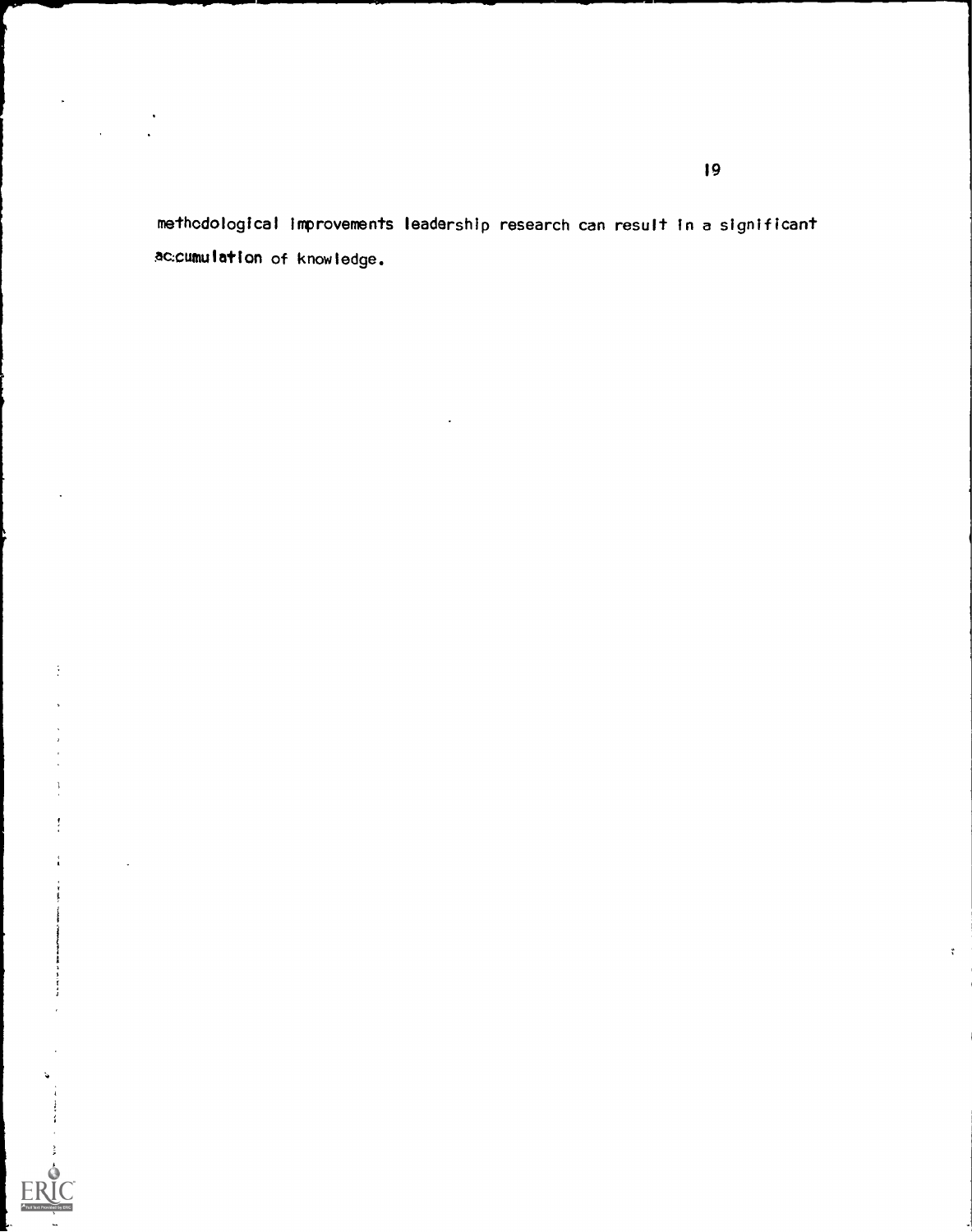methodological improvements leadership research can result in a significant accumulation of knowledge.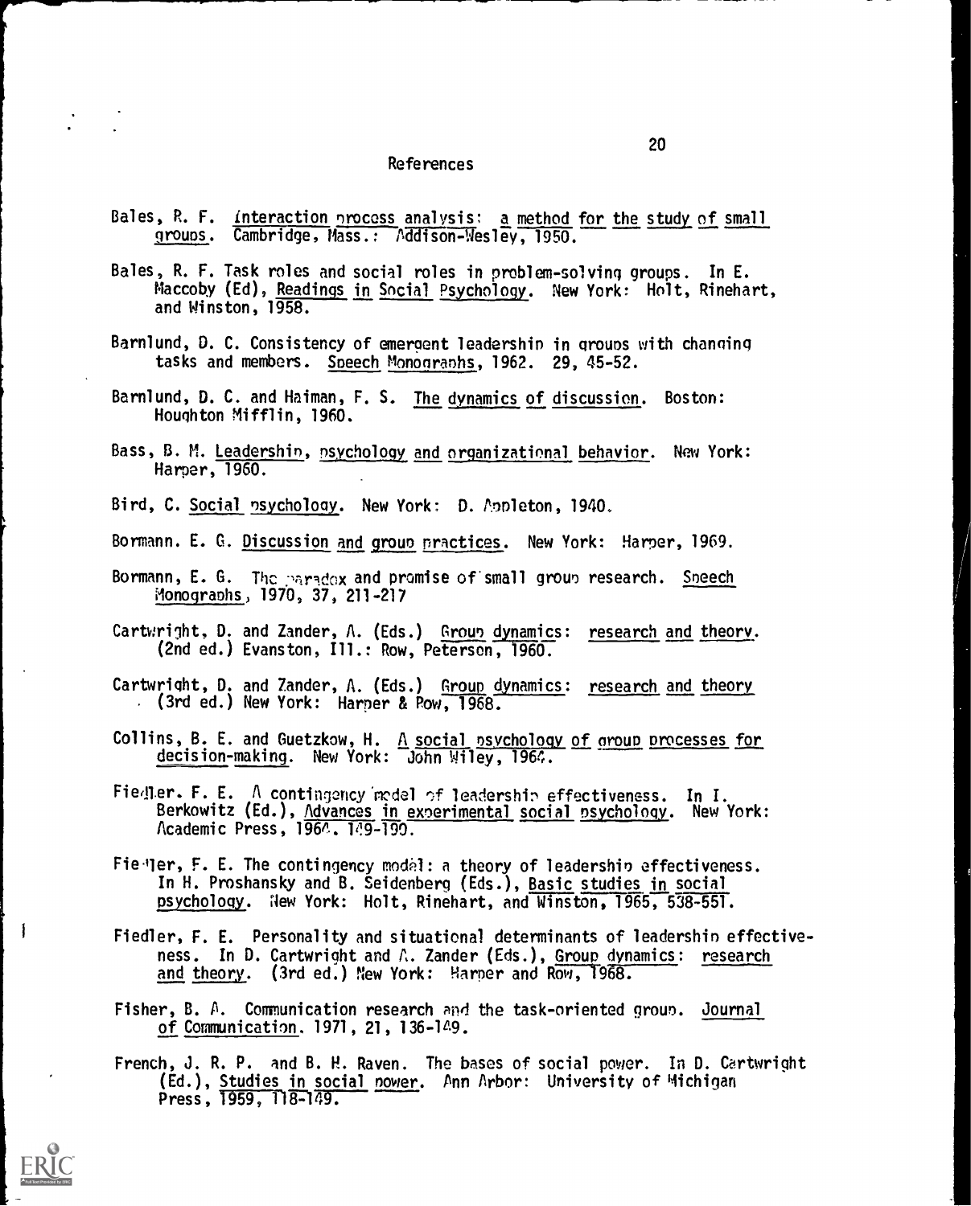# References

Bales, R. F. Interaction process analysis: a method for the study of small groups. Cambridge, Mass.: Addison-Wesley, 1950.

Bales, R. F. Task roles and social roles in problem-solving groups. In E. Maccoby (Ed), Readings in Social Psychology. New York: Holt, Rinehart, and Winston, 1958.

Barnlund, D. C. Consistency of emergent leadership in groups with changing tasks and members. Speech Monographs, 1962. 29, 45-52.

Barnlund, D. C. and Haiman, F. S. The dynamics of discussion. Boston: Houghton Mifflin, 1960.

Bass, B. M. Leadership, psychology and organizational behavior. New York: Harper, 1960.

Bird, C. Social psychology. New York: D. Appleton, 1940.

Bormann. E. G. Discussion and group practices. New York: Harper, 1969.

Bormann, E. G. The paradox and promise of small group research. Speech Monographs, 1970, 37, 211-217

Cartwright, D. and Zander, A. (Eds.) Group dynamics: research and theory. (2nd ed.) Evanston, Ill.: Row, Peterson, 1960.

Cartwright, D. and Zander, A. (Eds.) Group dynamics: research and theory (3rd ed.) New York: Harper & Row, 1968.

Collins, B. E. and Guetzkow, H. A social psychology of group processes for decision-making. New York: John Wiley, 1964.

Fiedler. F. E. A contingency model of leadership effectiveness. In I. Berkowitz (Ed.), Advances in experimental social psychology. New York: Academic Press, 1964. 149-190.

Fiedler, F. E. The contingency model: a theory of leadership effectiveness. In H. Proshansky and B. Seidenberg (Eds.), Basic studies in social psychology. New York: Holt, Rinehart, and Winston, 1965, 538-551.

Fiedler, F. E. Personality and situational determinants of leadership effectiveness. In D. Cartwright and A. Zander (Eds.), Group dynamics: research and theory. (3rd ed.) New York: Harper and Row, 1968.

Fisher, B. A. Communication research and the task-oriented group. Journal of Communication. 1971, 21, 136-149.

French, J. R. P. and B. H. Raven. The bases of social power. In D. Cartwright (Ed.), Studies in social power. Ann Arbor: University of Michigan Press, 1959, 118-149.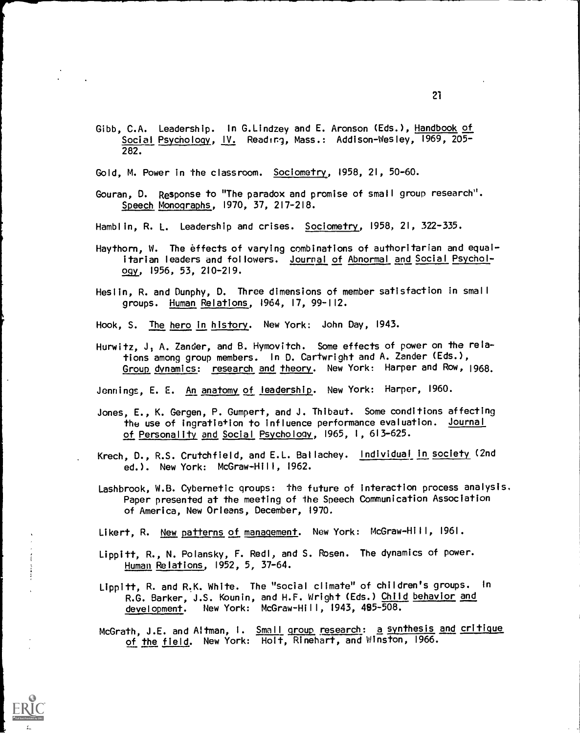Gibb, C.A. Leadership. In G.Lindzey and E. Aronson (Eds.), Handbook of Social Psychology, IV. Reading, Mass.: Addison-Wesley, 1969, 205-282.

Gold, M. Power in the classroom. Sociometry, 1958, 21, 50-60.

Gouran, D. Response to "The paradox and promise of small group research". Speech Monographs, 1970, 37, 217-218.

Hamblin, R. L. Leadership and crises. Sociometry, 1958, 21, 322-335.

Haythorn, W. The effects of varying combinations of authoritarian and equalitarian leaders and followers. Journal of Abnormal and Social Psychology, 1956, 53, 210-219.

Heslin, R. and Dunphy, D. Three dimensions of member satisfaction in small groups. Human Relations, 1964, 17, 99-112.

Hook, S. The hero in history. New York: John Day, 1943.

Hurwitz, J, A. Zander, and B. Hymovitch. Some effects of power on the relations among group members. In D. Cartwright and A. Zander (Eds.), Group dynamics: research and theory. New York: Harper and Row, 1968.

Jennings, E. E. An anatomy of leadership. New York: Harper, 1960.

Jones, E., K. Gergen, P. Gumpert, and J. Thibaut. Some conditions affecting the use of ingratiation to influence performance evaluation. Journal of Personality and Social Psychology, 1965, 1, 613-625.

Krech, D., R.S. Crutchfield, and E.L. Ballachey. Individual in society (2nd ed.). New York: McGraw-Hill, 1962.

Lashbrook, W.B. Cybernetic groups: the future of interaction process analysis. Paper presented at the meeting of the Speech Communication Association of America, New Orleans, December, 1970.

Likert, R. New patterns of management. New York: McGraw-Hill, 1961.

Lippitt, R., N. Polansky, F. Redl, and S. Rosen. The dynamics of power. Human Relations, 1952, 5, 37-64.

Lippitt, R. and R.K. White. The "social climate" of children's groups. In R.G. Barker, J.S. Kounin, and H.F. Wright (Eds.) Child behavior and development. New York: McGraw-Hill, 1943, 485-508.

McGrath, J.E. and Altman, I. Small group research: a synthesis and critique of the field. New York: Holt, Rinehart, and Winston, 1966.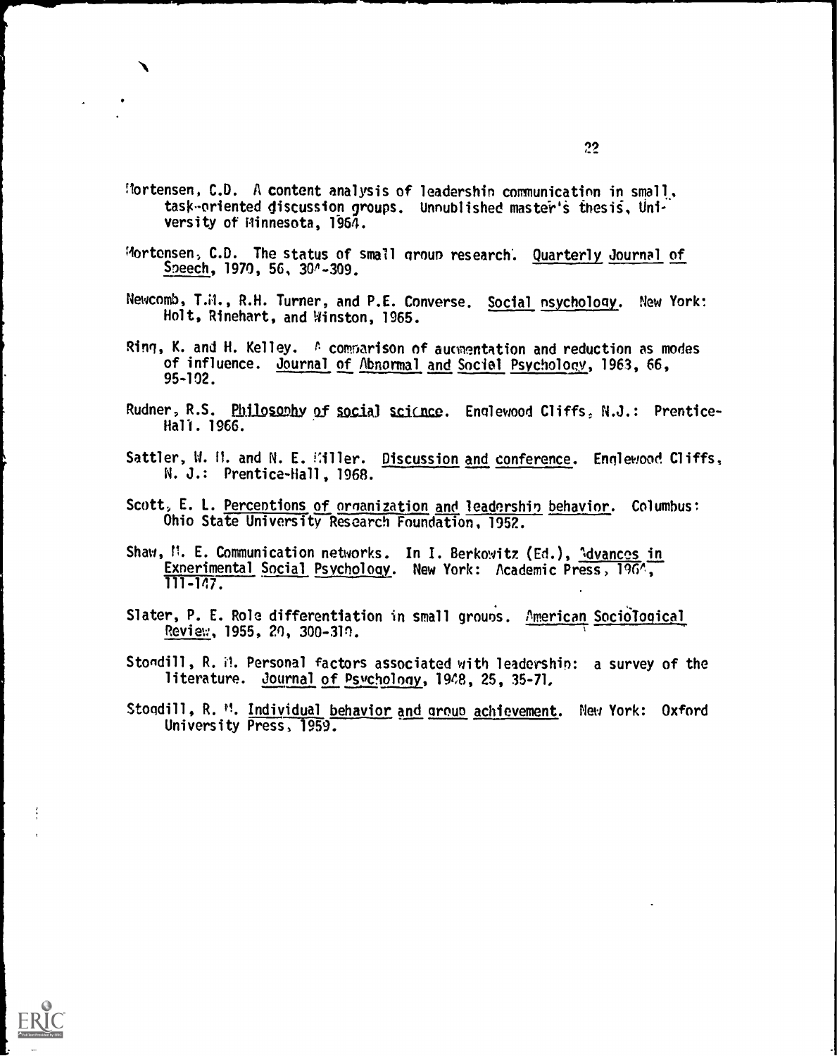Mortensen, C.D. A content analysis of leadership communication in small, task-oriented discussion groups. Unpublished master's thesis, University of Minnesota, 1964.

Mortensen, C.D. The status of small group research. Quarterly Journal of Speech, 1970, 56, 304-309.

Newcomb, T.M., R.H. Turner, and P.E. Converse. Social psychology. New York: Holt, Rinehart, and Winston, 1965.

Ring, K. and H. Kelley. A comparison of augmentation and reduction as modes of influence. Journal of Abnormal and Social Psychology, 1963, 66, 95-102.

Rudner, R.S. Philosophy of social science. Englewood Cliffs, N.J.: Prentice-Hall. 1966.

Sattler, W. M. and N. E. Miller. Discussion and conference. Englewood Cliffs, N. J.: Prentice-Hall, 1968.

Scott, E. L. Perceptions of organization and leadership behavior. Columbus: Ohio State University Research Foundation, 1952.

Shaw, M. E. Communication networks. In I. Berkowitz (Ed.), Advances in Experimental Social Psychology. New York: Academic Press, 1964, 111-147.

Slater, P. E. Role differentiation in small groups. American Sociological Review, 1955, 20, 300-310.

Stogdill, R. M. Personal factors associated with leadership: a survey of the literature. Journal of Psychology, 1948, 25, 35-71.

Stogdill, R. M. Individual behavior and group achievement. New York: Oxford University Press, 1959.